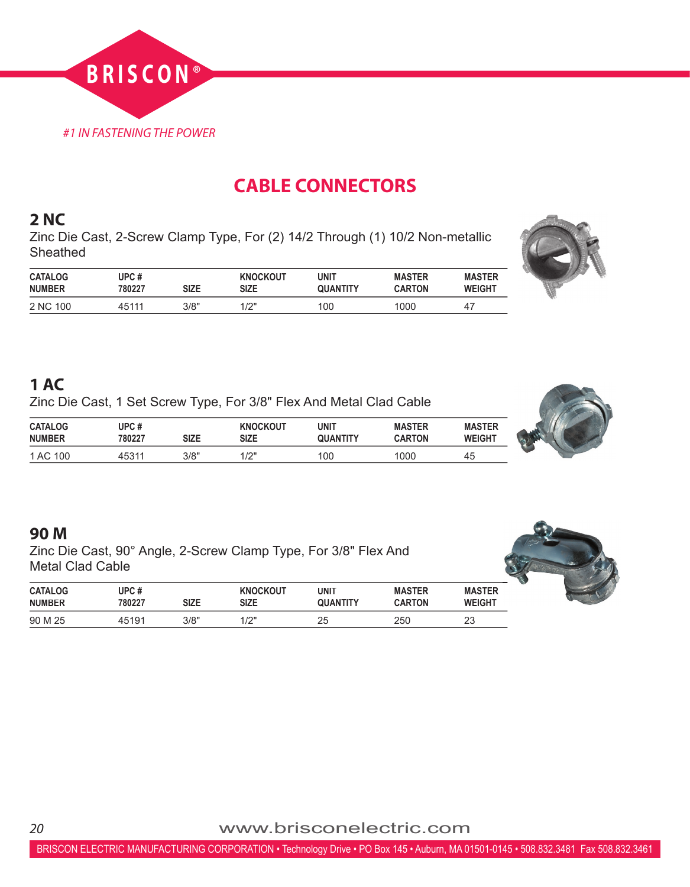BRISCON®

*#1 IN FASTENING THE POWER*

# CABLE CONNECTORS

## 2 NC

Zinc Die Cast, 2-Screw Clamp Type, For (2) 14/2 Through (1) 10/2 Non-metallic Sheathed

| CATALOG NUMBER | UPC # 780227 | SIZE | KNOCKOUT SIZE | UNIT QUANTITY | MASTER CARTON | MASTER WEIGHT |
|---|---|---|---|---|---|---|
| 2 NC 100 | 45111 | 3/8" | 1/2" | 100 | 1000 | 47 |

## 1 AC

Zinc Die Cast, 1 Set Screw Type, For 3/8" Flex And Metal Clad Cable

| CATALOG NUMBER | UPC # 780227 | SIZE | KNOCKOUT SIZE | UNIT QUANTITY | MASTER CARTON | MASTER WEIGHT |
|---|---|---|---|---|---|---|
| 1 AC 100 | 45311 | 3/8" | 1/2" | 100 | 1000 | 45 |

## 90 M

Zinc Die Cast, 90° Angle, 2-Screw Clamp Type, For 3/8" Flex And Metal Clad Cable

| CATALOG NUMBER | UPC # 780227 | SIZE | KNOCKOUT SIZE | UNIT QUANTITY | MASTER CARTON | MASTER WEIGHT |
|---|---|---|---|---|---|---|
| 90 M 25 | 45191 | 3/8" | 1/2" | 25 | 250 | 23 |

www.brisconelectric.com

BRISCON ELECTRIC MANUFACTURING CORPORATION • Technology Drive • PO Box 145 • Auburn, MA 01501-0145 • 508.832.3481 Fax 508.832.3461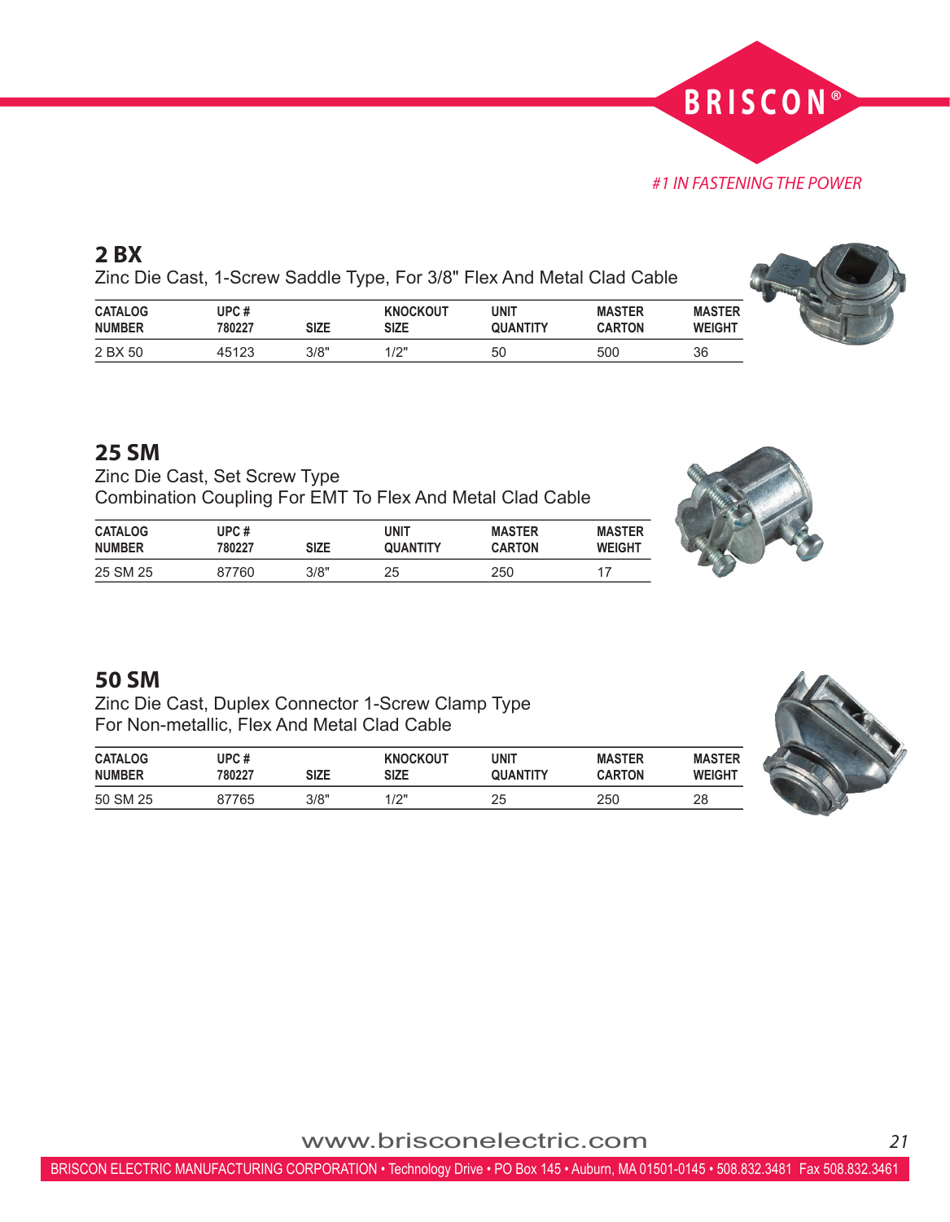## 2 BX

Zinc Die Cast, 1-Screw Saddle Type, For 3/8" Flex And Metal Clad Cable

| CATALOG NUMBER | UPC # 780227 | SIZE | KNOCKOUT SIZE | UNIT QUANTITY | MASTER CARTON | MASTER WEIGHT |
|---|---|---|---|---|---|---|
| 2 BX 50 | 45123 | 3/8" | 1/2" | 50 | 500 | 36 |

## 25 SM

Zinc Die Cast, Set Screw Type
Combination Coupling For EMT To Flex And Metal Clad Cable

| CATALOG NUMBER | UPC # 780227 | SIZE | UNIT QUANTITY | MASTER CARTON | MASTER WEIGHT |
|---|---|---|---|---|---|
| 25 SM 25 | 87760 | 3/8" | 25 | 250 | 17 |

## 50 SM

Zinc Die Cast, Duplex Connector 1-Screw Clamp Type
For Non-metallic, Flex And Metal Clad Cable

| CATALOG NUMBER | UPC # 780227 | SIZE | KNOCKOUT SIZE | UNIT QUANTITY | MASTER CARTON | MASTER WEIGHT |
|---|---|---|---|---|---|---|
| 50 SM 25 | 87765 | 3/8" | 1/2" | 25 | 250 | 28 |